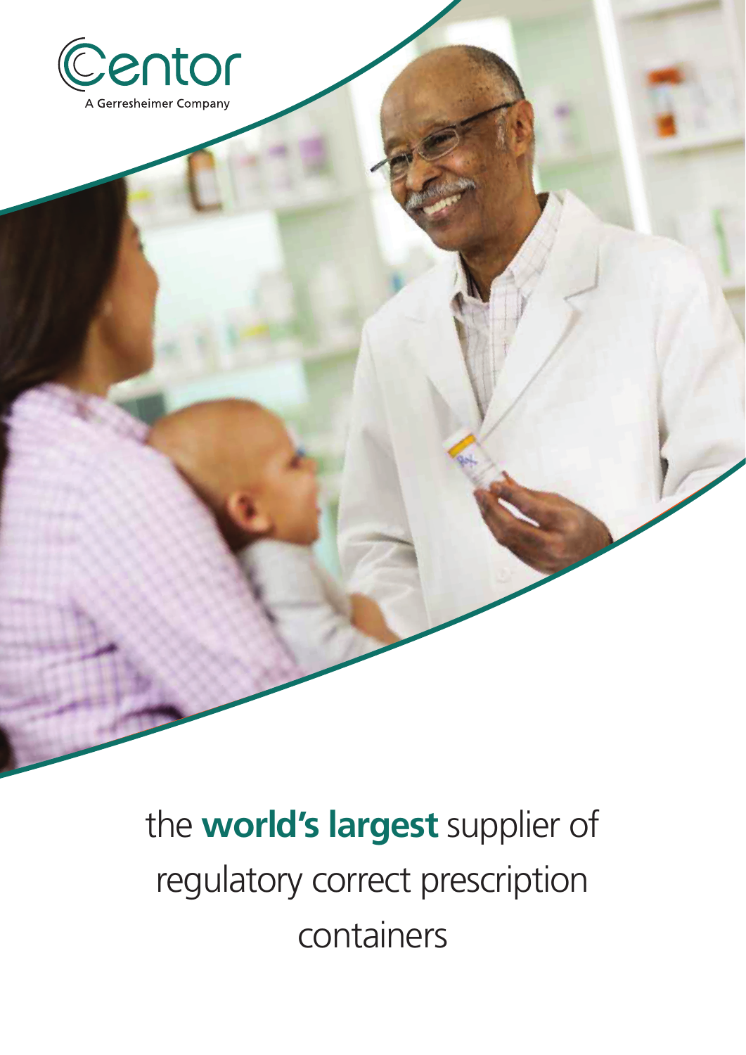Centor

A Gerresheimer Company

# the **world's largest** supplier of regulatory correct prescription containers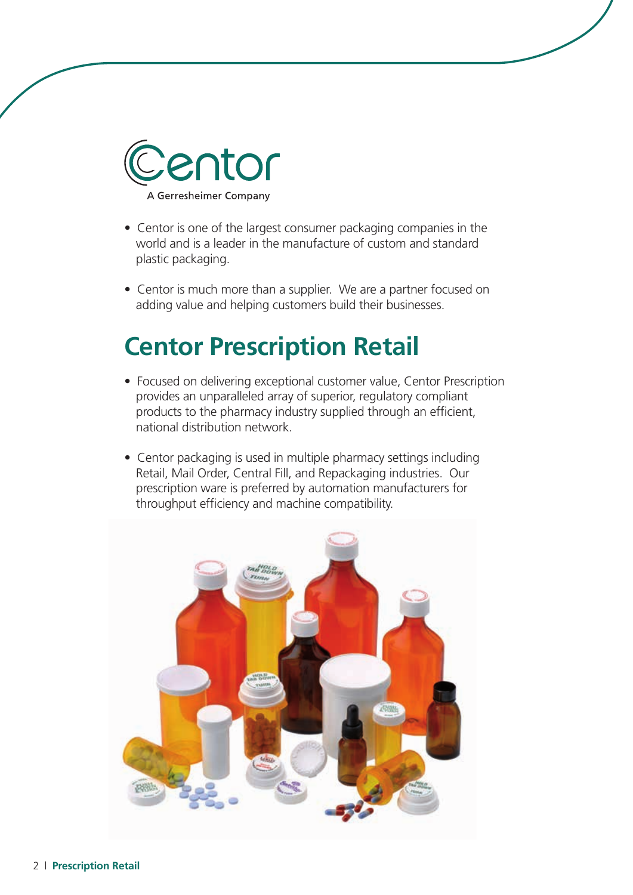Centor

A Gerresheimer Company

- Centor is one of the largest consumer packaging companies in the world and is a leader in the manufacture of custom and standard plastic packaging.
- Centor is much more than a supplier. We are a partner focused on adding value and helping customers build their businesses.

## Centor Prescription Retail

- Focused on delivering exceptional customer value, Centor Prescription provides an unparalleled array of superior, regulatory compliant products to the pharmacy industry supplied through an efficient, national distribution network.
- Centor packaging is used in multiple pharmacy settings including Retail, Mail Order, Central Fill, and Repackaging industries. Our prescription ware is preferred by automation manufacturers for throughput efficiency and machine compatibility.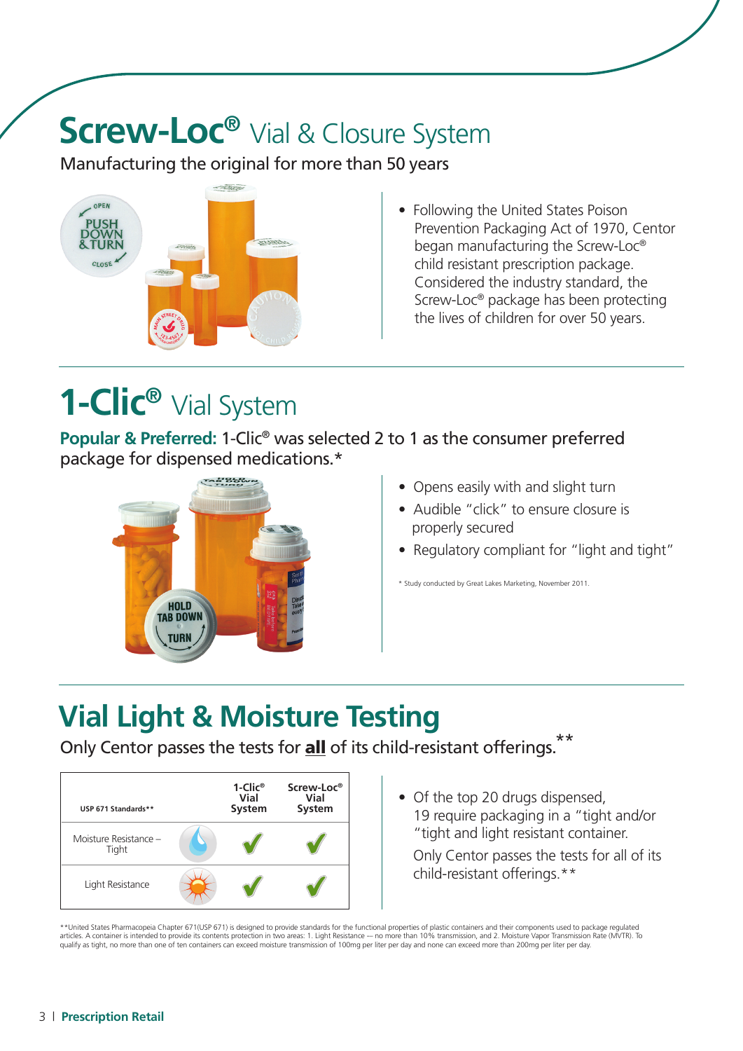# Screw-Loc® Vial & Closure System

Manufacturing the original for more than 50 years

- Following the United States Poison Prevention Packaging Act of 1970, Centor began manufacturing the Screw-Loc® child resistant prescription package. Considered the industry standard, the Screw-Loc® package has been protecting the lives of children for over 50 years.

# 1-Clic® Vial System

**Popular & Preferred:** 1-Clic® was selected 2 to 1 as the consumer preferred package for dispensed medications.*

- Opens easily with and slight turn
- Audible "click" to ensure closure is properly secured
- Regulatory compliant for "light and tight"

* Study conducted by Great Lakes Marketing, November 2011.

# Vial Light & Moisture Testing

Only Centor passes the tests for **all** of its child-resistant offerings.**

| USP 671 Standards** | 1-Clic® Vial System | Screw-Loc® Vial System |
|---|---|---|
| Moisture Resistance – Tight | ✓ | ✓ |
| Light Resistance | ✓ | ✓ |

- Of the top 20 drugs dispensed, 19 require packaging in a "tight and/or "tight and light resistant container.

  Only Centor passes the tests for all of its child-resistant offerings.**

**United States Pharmacopeia Chapter 671(USP 671) is designed to provide standards for the functional properties of plastic containers and their components used to package regulated articles. A container is intended to provide its contents protection in two areas: 1. Light Resistance — no more than 10% transmission, and 2. Moisture Vapor Transmission Rate (MVTR). To qualify as tight, no more than one of ten containers can exceed moisture transmission of 100mg per liter per day and none can exceed more than 200mg per liter per day.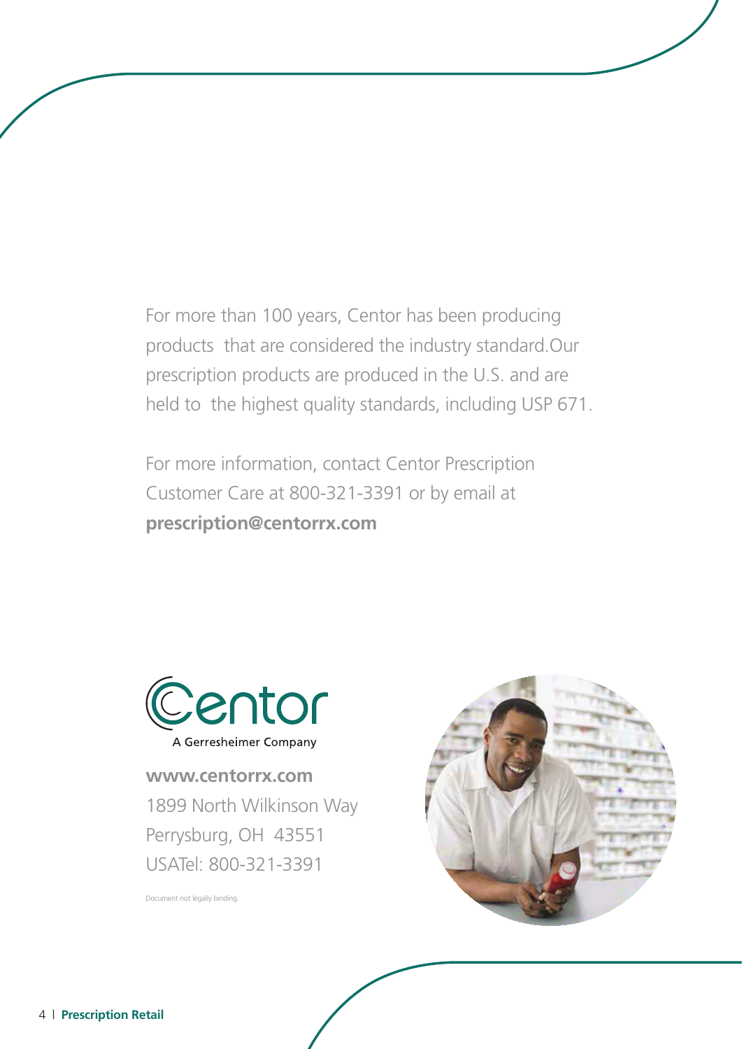For more than 100 years, Centor has been producing products  that are considered the industry standard.Our prescription products are produced in the U.S. and are held to  the highest quality standards, including USP 671.

For more information, contact Centor Prescription Customer Care at 800-321-3391 or by email at **prescription@centorrx.com**

Centor

A Gerresheimer Company

**www.centorrx.com**
1899 North Wilkinson Way
Perrysburg, OH  43551
USATel: 800-321-3391

Document not legally binding.